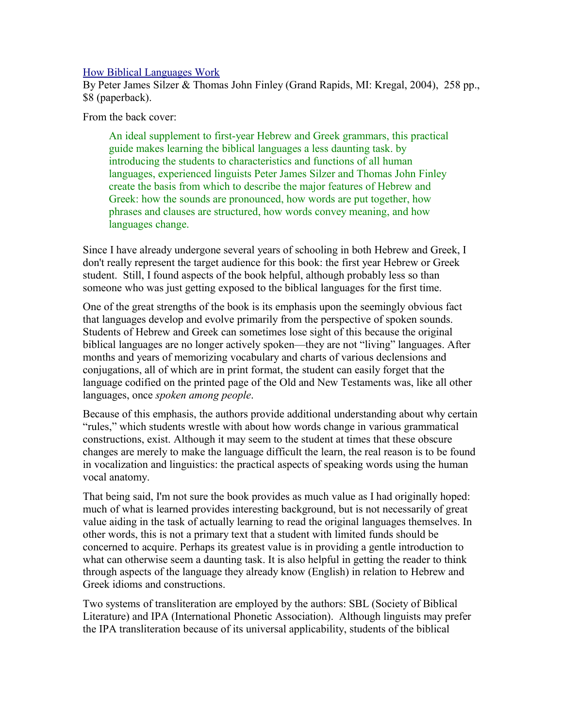[How Biblical Languages Work](#)
By Peter James Silzer & Thomas John Finley (Grand Rapids, MI: Kregal, 2004), 258 pp., $8 (paperback).

From the back cover:

> An ideal supplement to first-year Hebrew and Greek grammars, this practical guide makes learning the biblical languages a less daunting task. by introducing the students to characteristics and functions of all human languages, experienced linguists Peter James Silzer and Thomas John Finley create the basis from which to describe the major features of Hebrew and Greek: how the sounds are pronounced, how words are put together, how phrases and clauses are structured, how words convey meaning, and how languages change.

Since I have already undergone several years of schooling in both Hebrew and Greek, I don't really represent the target audience for this book: the first year Hebrew or Greek student. Still, I found aspects of the book helpful, although probably less so than someone who was just getting exposed to the biblical languages for the first time.

One of the great strengths of the book is its emphasis upon the seemingly obvious fact that languages develop and evolve primarily from the perspective of spoken sounds. Students of Hebrew and Greek can sometimes lose sight of this because the original biblical languages are no longer actively spoken—they are not "living" languages. After months and years of memorizing vocabulary and charts of various declensions and conjugations, all of which are in print format, the student can easily forget that the language codified on the printed page of the Old and New Testaments was, like all other languages, once *spoken among people*.

Because of this emphasis, the authors provide additional understanding about why certain "rules," which students wrestle with about how words change in various grammatical constructions, exist. Although it may seem to the student at times that these obscure changes are merely to make the language difficult the learn, the real reason is to be found in vocalization and linguistics: the practical aspects of speaking words using the human vocal anatomy.

That being said, I'm not sure the book provides as much value as I had originally hoped: much of what is learned provides interesting background, but is not necessarily of great value aiding in the task of actually learning to read the original languages themselves. In other words, this is not a primary text that a student with limited funds should be concerned to acquire. Perhaps its greatest value is in providing a gentle introduction to what can otherwise seem a daunting task. It is also helpful in getting the reader to think through aspects of the language they already know (English) in relation to Hebrew and Greek idioms and constructions.

Two systems of transliteration are employed by the authors: SBL (Society of Biblical Literature) and IPA (International Phonetic Association). Although linguists may prefer the IPA transliteration because of its universal applicability, students of the biblical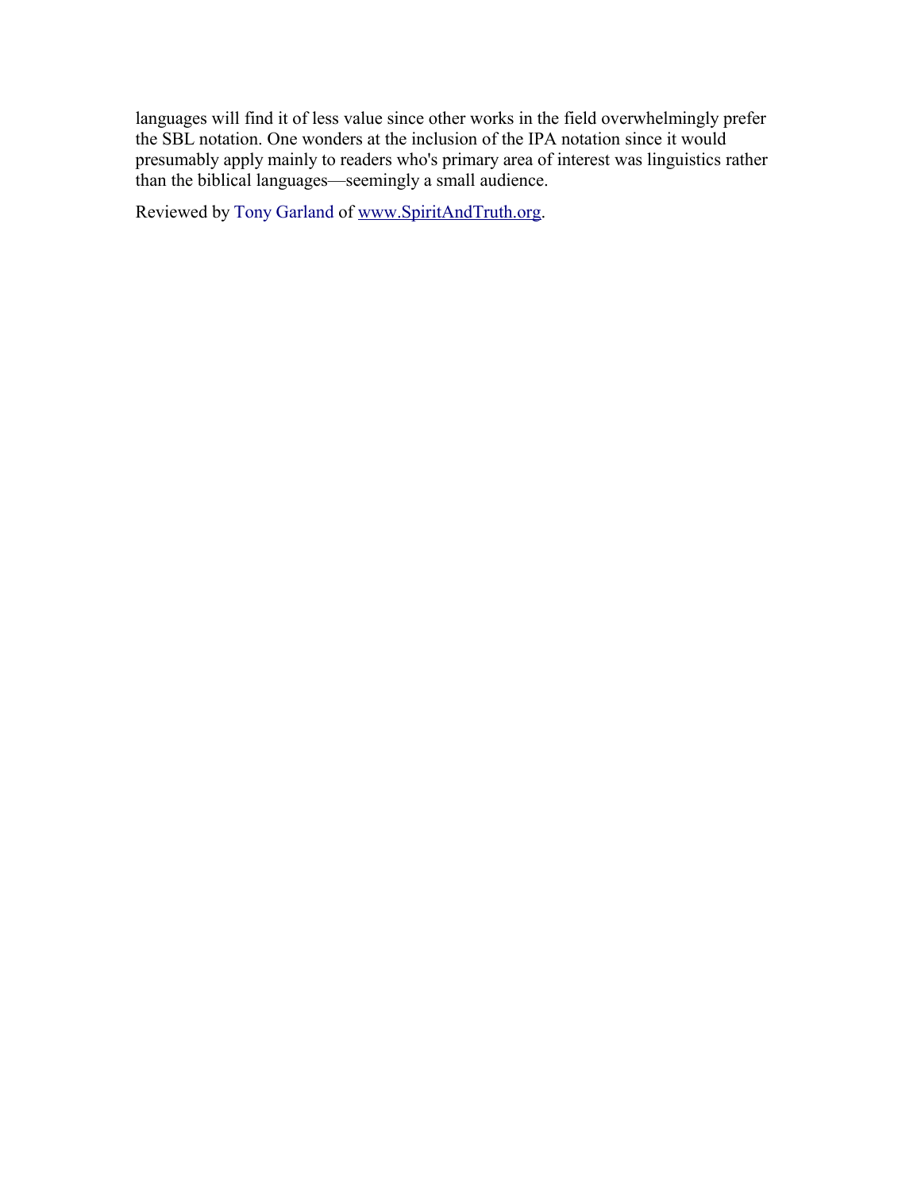languages will find it of less value since other works in the field overwhelmingly prefer the SBL notation. One wonders at the inclusion of the IPA notation since it would presumably apply mainly to readers who's primary area of interest was linguistics rather than the biblical languages—seemingly a small audience.

Reviewed by Tony Garland of www.SpiritAndTruth.org.